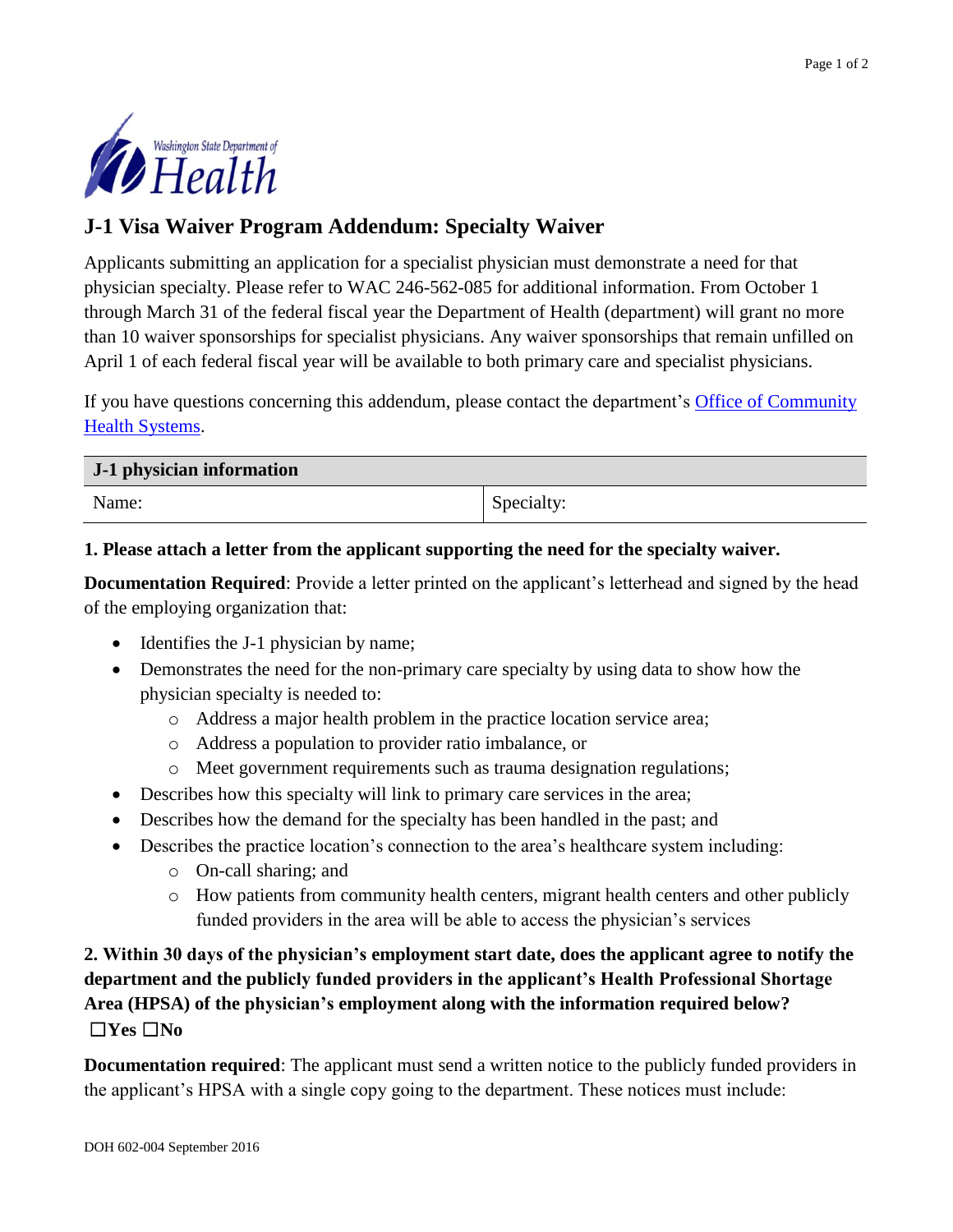Washington State Department of Health

# J-1 Visa Waiver Program Addendum: Specialty Waiver

Applicants submitting an application for a specialist physician must demonstrate a need for that physician specialty. Please refer to WAC 246-562-085 for additional information. From October 1 through March 31 of the federal fiscal year the Department of Health (department) will grant no more than 10 waiver sponsorships for specialist physicians. Any waiver sponsorships that remain unfilled on April 1 of each federal fiscal year will be available to both primary care and specialist physicians.

If you have questions concerning this addendum, please contact the department's Office of Community Health Systems.

| J-1 physician information | |
|---|---|
| Name: | Specialty: |

**1. Please attach a letter from the applicant supporting the need for the specialty waiver.**

**Documentation Required**: Provide a letter printed on the applicant's letterhead and signed by the head of the employing organization that:

- Identifies the J-1 physician by name;
- Demonstrates the need for the non-primary care specialty by using data to show how the physician specialty is needed to:
  - Address a major health problem in the practice location service area;
  - Address a population to provider ratio imbalance, or
  - Meet government requirements such as trauma designation regulations;
- Describes how this specialty will link to primary care services in the area;
- Describes how the demand for the specialty has been handled in the past; and
- Describes the practice location's connection to the area's healthcare system including:
  - On-call sharing; and
  - How patients from community health centers, migrant health centers and other publicly funded providers in the area will be able to access the physician's services

**2. Within 30 days of the physician's employment start date, does the applicant agree to notify the department and the publicly funded providers in the applicant's Health Professional Shortage Area (HPSA) of the physician's employment along with the information required below?**
**☐Yes ☐No**

**Documentation required**: The applicant must send a written notice to the publicly funded providers in the applicant's HPSA with a single copy going to the department. These notices must include:

DOH 602-004 September 2016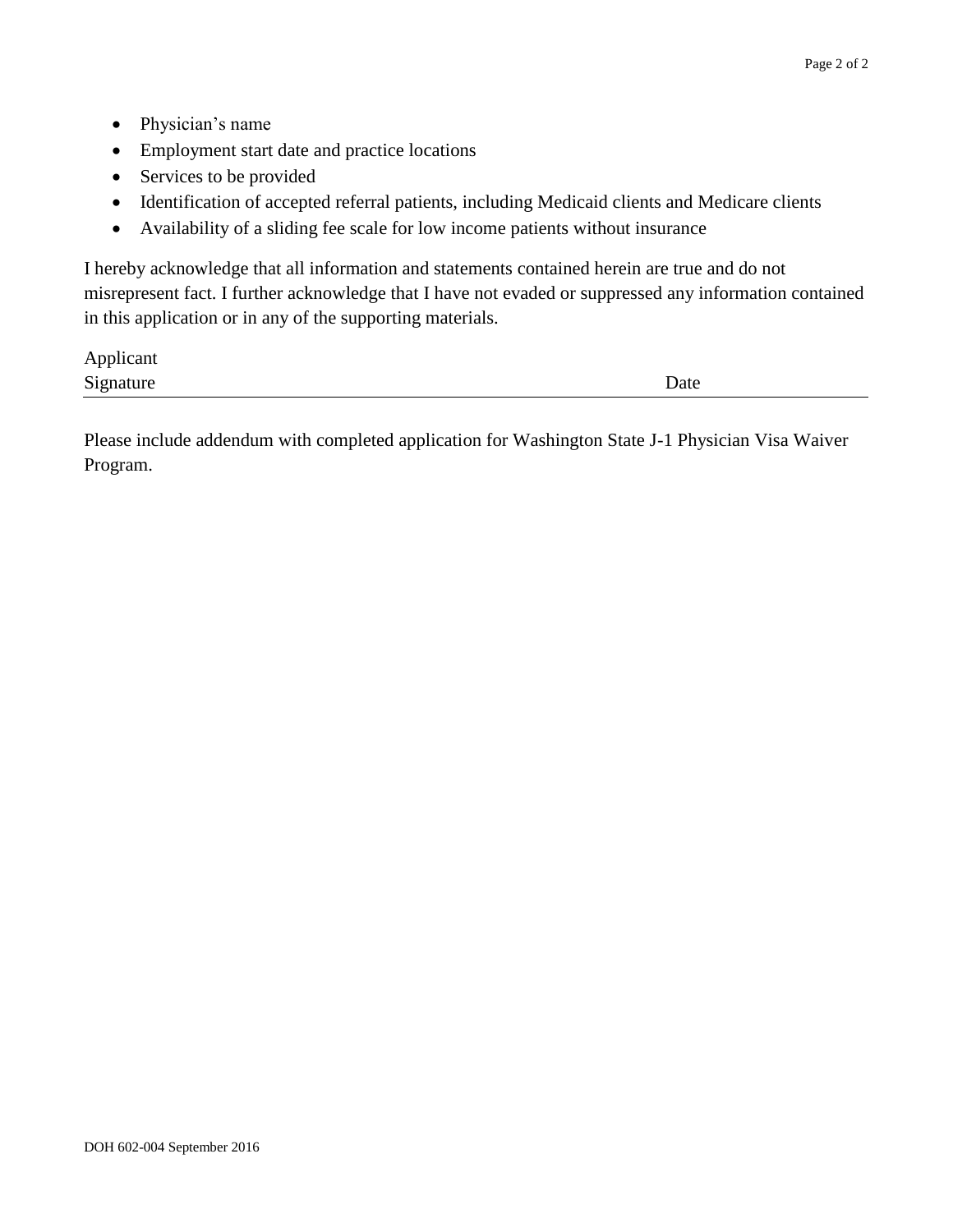- Physician's name
- Employment start date and practice locations
- Services to be provided
- Identification of accepted referral patients, including Medicaid clients and Medicare clients
- Availability of a sliding fee scale for low income patients without insurance

I hereby acknowledge that all information and statements contained herein are true and do not misrepresent fact. I further acknowledge that I have not evaded or suppressed any information contained in this application or in any of the supporting materials.

Applicant Signature Date

Please include addendum with completed application for Washington State J-1 Physician Visa Waiver Program.

DOH 602-004 September 2016